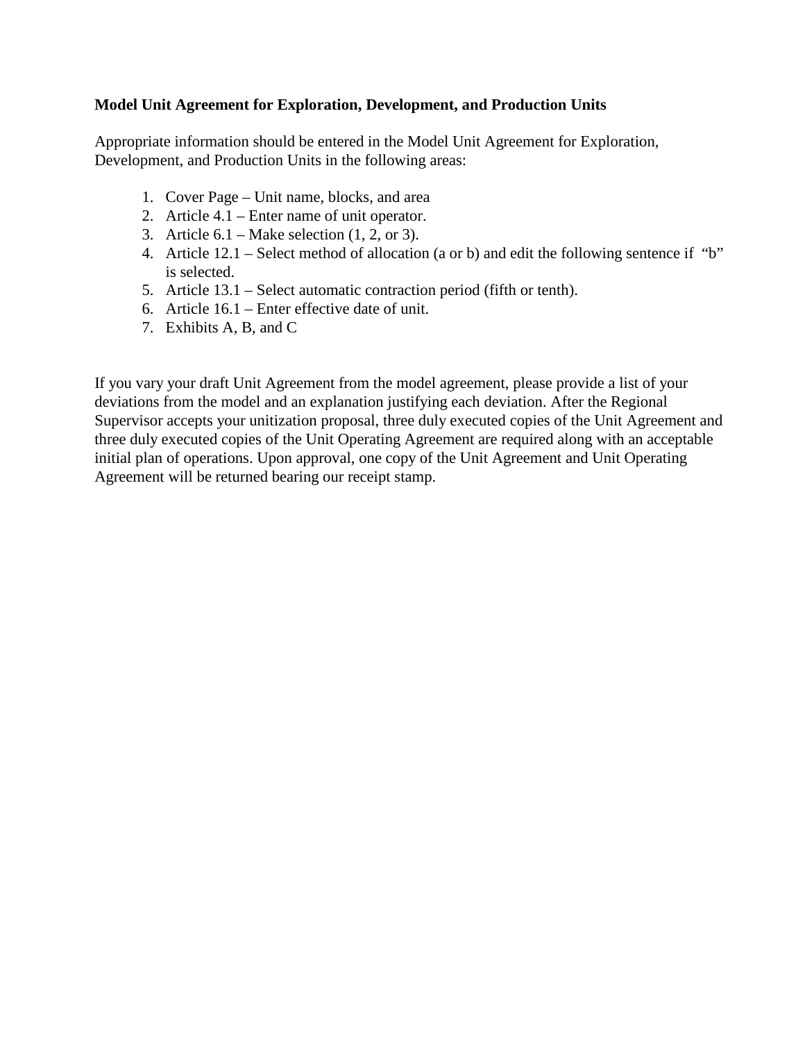**Model Unit Agreement for Exploration, Development, and Production Units**

Appropriate information should be entered in the Model Unit Agreement for Exploration, Development, and Production Units in the following areas:

1. Cover Page – Unit name, blocks, and area
2. Article 4.1 – Enter name of unit operator.
3. Article 6.1 – Make selection (1, 2, or 3).
4. Article 12.1 – Select method of allocation (a or b) and edit the following sentence if "b" is selected.
5. Article 13.1 – Select automatic contraction period (fifth or tenth).
6. Article 16.1 – Enter effective date of unit.
7. Exhibits A, B, and C

If you vary your draft Unit Agreement from the model agreement, please provide a list of your deviations from the model and an explanation justifying each deviation. After the Regional Supervisor accepts your unitization proposal, three duly executed copies of the Unit Agreement and three duly executed copies of the Unit Operating Agreement are required along with an acceptable initial plan of operations. Upon approval, one copy of the Unit Agreement and Unit Operating Agreement will be returned bearing our receipt stamp.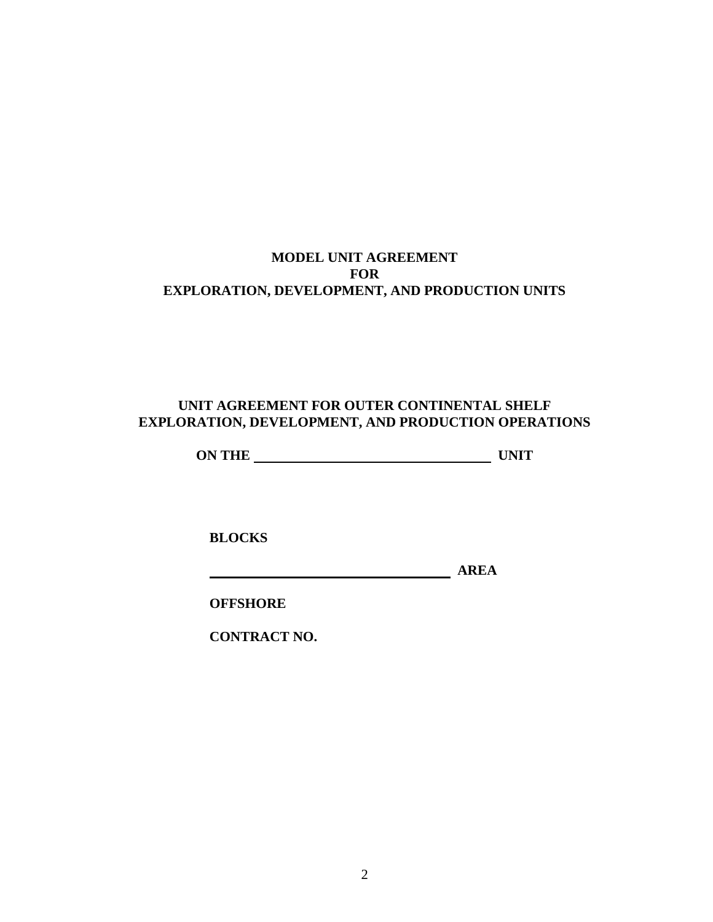# MODEL UNIT AGREEMENT
# FOR
# EXPLORATION, DEVELOPMENT, AND PRODUCTION UNITS

## UNIT AGREEMENT FOR OUTER CONTINENTAL SHELF EXPLORATION, DEVELOPMENT, AND PRODUCTION OPERATIONS

**ON THE \_\_\_\_\_\_\_\_\_\_\_\_\_\_\_\_\_\_\_\_\_\_\_\_\_\_\_\_\_\_\_\_\_\_ UNIT**

**BLOCKS**

**\_\_\_\_\_\_\_\_\_\_\_\_\_\_\_\_\_\_\_\_\_\_\_\_\_\_\_\_\_\_\_\_\_\_ AREA**

**OFFSHORE**

**CONTRACT NO.**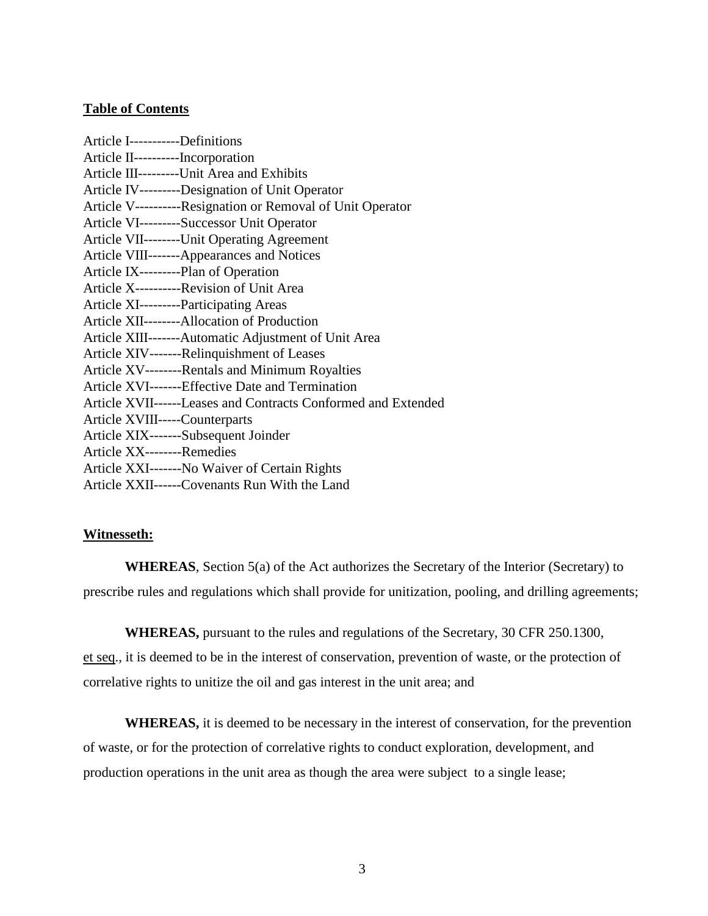**Table of Contents**

Article I-----------Definitions
Article II----------Incorporation
Article III---------Unit Area and Exhibits
Article IV---------Designation of Unit Operator
Article V----------Resignation or Removal of Unit Operator
Article VI---------Successor Unit Operator
Article VII--------Unit Operating Agreement
Article VIII-------Appearances and Notices
Article IX---------Plan of Operation
Article X----------Revision of Unit Area
Article XI---------Participating Areas
Article XII--------Allocation of Production
Article XIII-------Automatic Adjustment of Unit Area
Article XIV-------Relinquishment of Leases
Article XV--------Rentals and Minimum Royalties
Article XVI-------Effective Date and Termination
Article XVII------Leases and Contracts Conformed and Extended
Article XVIII-----Counterparts
Article XIX-------Subsequent Joinder
Article XX--------Remedies
Article XXI-------No Waiver of Certain Rights
Article XXII------Covenants Run With the Land

**Witnesseth:**

**WHEREAS**, Section 5(a) of the Act authorizes the Secretary of the Interior (Secretary) to prescribe rules and regulations which shall provide for unitization, pooling, and drilling agreements;

**WHEREAS,** pursuant to the rules and regulations of the Secretary, 30 CFR 250.1300, et seq., it is deemed to be in the interest of conservation, prevention of waste, or the protection of correlative rights to unitize the oil and gas interest in the unit area; and

**WHEREAS,** it is deemed to be necessary in the interest of conservation, for the prevention of waste, or for the protection of correlative rights to conduct exploration, development, and production operations in the unit area as though the area were subject to a single lease;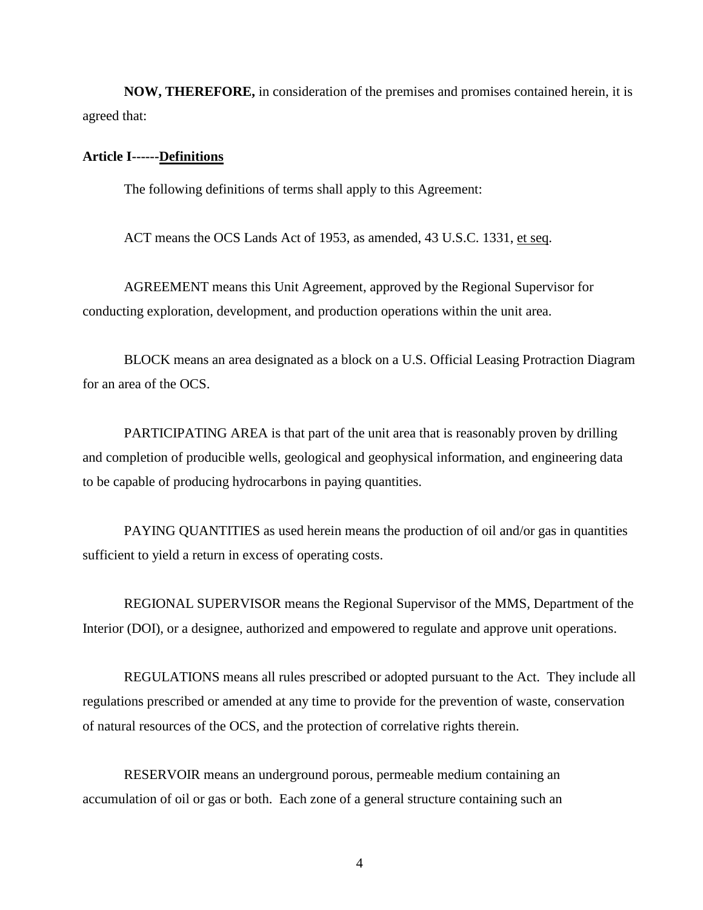**NOW, THEREFORE,** in consideration of the premises and promises contained herein, it is agreed that:

**Article I------<u>Definitions</u>**

The following definitions of terms shall apply to this Agreement:

ACT means the OCS Lands Act of 1953, as amended, 43 U.S.C. 1331, <u>et seq</u>.

AGREEMENT means this Unit Agreement, approved by the Regional Supervisor for conducting exploration, development, and production operations within the unit area.

BLOCK means an area designated as a block on a U.S. Official Leasing Protraction Diagram for an area of the OCS.

PARTICIPATING AREA is that part of the unit area that is reasonably proven by drilling and completion of producible wells, geological and geophysical information, and engineering data to be capable of producing hydrocarbons in paying quantities.

PAYING QUANTITIES as used herein means the production of oil and/or gas in quantities sufficient to yield a return in excess of operating costs.

REGIONAL SUPERVISOR means the Regional Supervisor of the MMS, Department of the Interior (DOI), or a designee, authorized and empowered to regulate and approve unit operations.

REGULATIONS means all rules prescribed or adopted pursuant to the Act. They include all regulations prescribed or amended at any time to provide for the prevention of waste, conservation of natural resources of the OCS, and the protection of correlative rights therein.

RESERVOIR means an underground porous, permeable medium containing an accumulation of oil or gas or both. Each zone of a general structure containing such an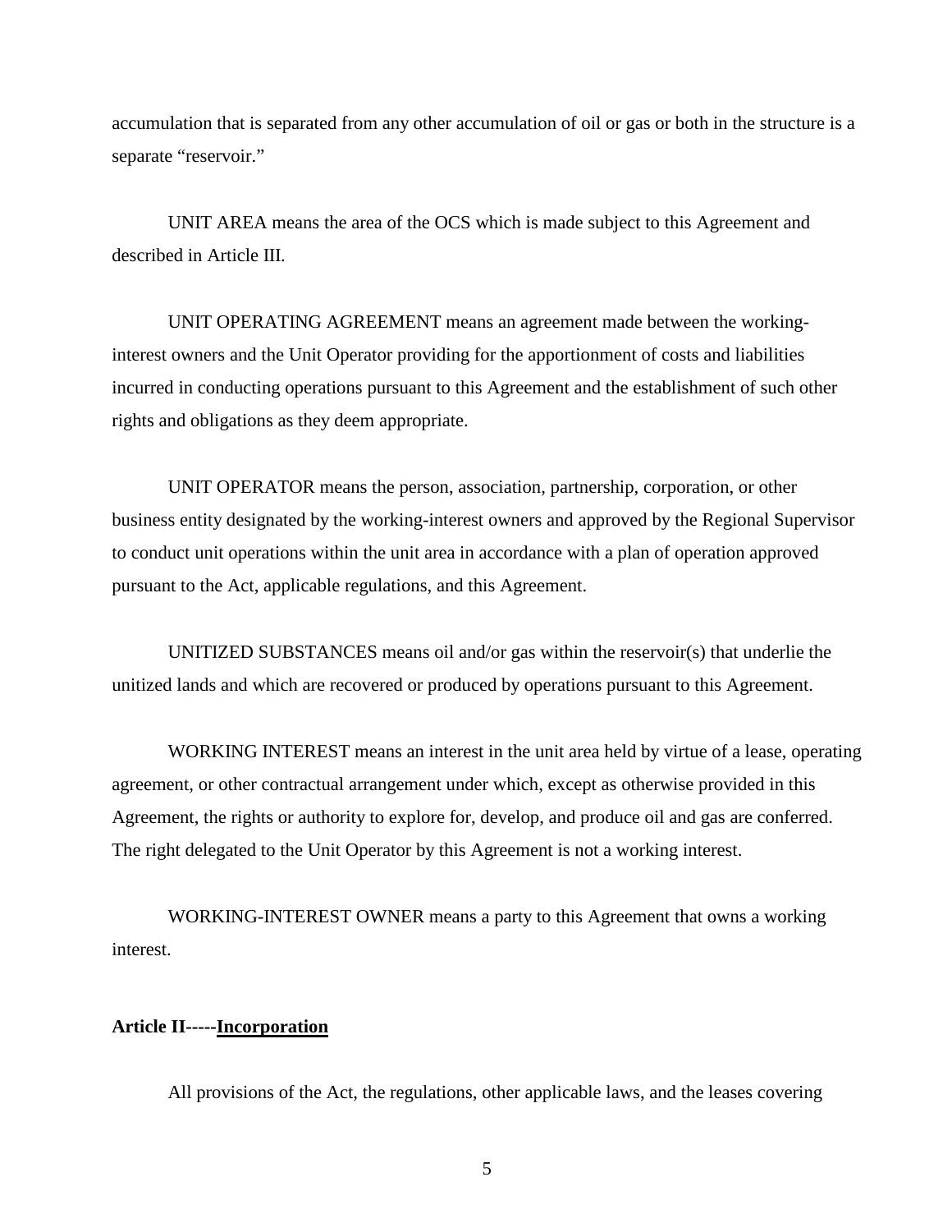accumulation that is separated from any other accumulation of oil or gas or both in the structure is a separate "reservoir."

UNIT AREA means the area of the OCS which is made subject to this Agreement and described in Article III.

UNIT OPERATING AGREEMENT means an agreement made between the working-interest owners and the Unit Operator providing for the apportionment of costs and liabilities incurred in conducting operations pursuant to this Agreement and the establishment of such other rights and obligations as they deem appropriate.

UNIT OPERATOR means the person, association, partnership, corporation, or other business entity designated by the working-interest owners and approved by the Regional Supervisor to conduct unit operations within the unit area in accordance with a plan of operation approved pursuant to the Act, applicable regulations, and this Agreement.

UNITIZED SUBSTANCES means oil and/or gas within the reservoir(s) that underlie the unitized lands and which are recovered or produced by operations pursuant to this Agreement.

WORKING INTEREST means an interest in the unit area held by virtue of a lease, operating agreement, or other contractual arrangement under which, except as otherwise provided in this Agreement, the rights or authority to explore for, develop, and produce oil and gas are conferred. The right delegated to the Unit Operator by this Agreement is not a working interest.

WORKING-INTEREST OWNER means a party to this Agreement that owns a working interest.

**Article II-----Incorporation**

All provisions of the Act, the regulations, other applicable laws, and the leases covering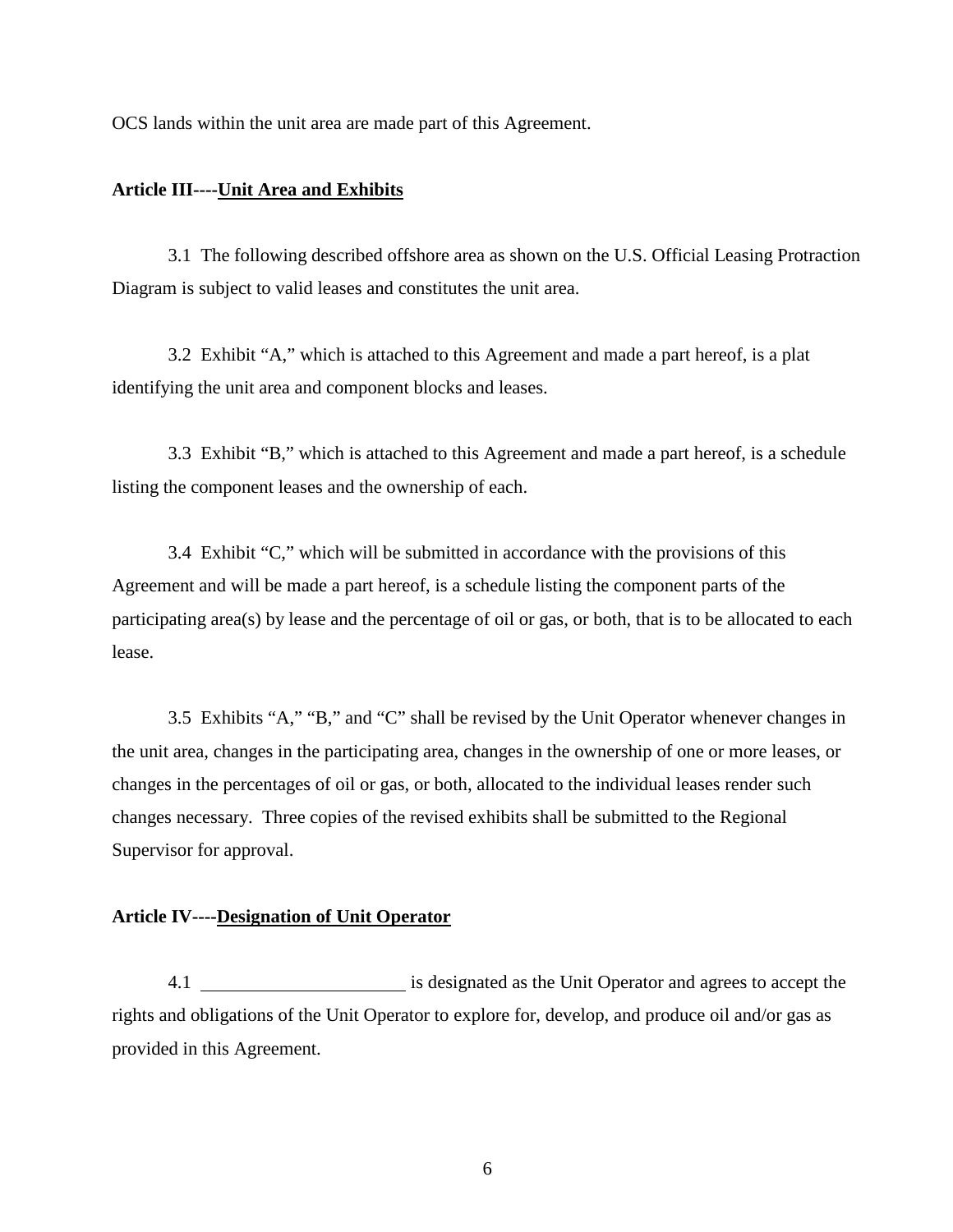OCS lands within the unit area are made part of this Agreement.

**Article III----Unit Area and Exhibits**

3.1 The following described offshore area as shown on the U.S. Official Leasing Protraction Diagram is subject to valid leases and constitutes the unit area.

3.2 Exhibit "A," which is attached to this Agreement and made a part hereof, is a plat identifying the unit area and component blocks and leases.

3.3 Exhibit "B," which is attached to this Agreement and made a part hereof, is a schedule listing the component leases and the ownership of each.

3.4 Exhibit "C," which will be submitted in accordance with the provisions of this Agreement and will be made a part hereof, is a schedule listing the component parts of the participating area(s) by lease and the percentage of oil or gas, or both, that is to be allocated to each lease.

3.5 Exhibits "A," "B," and "C" shall be revised by the Unit Operator whenever changes in the unit area, changes in the participating area, changes in the ownership of one or more leases, or changes in the percentages of oil or gas, or both, allocated to the individual leases render such changes necessary. Three copies of the revised exhibits shall be submitted to the Regional Supervisor for approval.

**Article IV----Designation of Unit Operator**

4.1 ______________________ is designated as the Unit Operator and agrees to accept the rights and obligations of the Unit Operator to explore for, develop, and produce oil and/or gas as provided in this Agreement.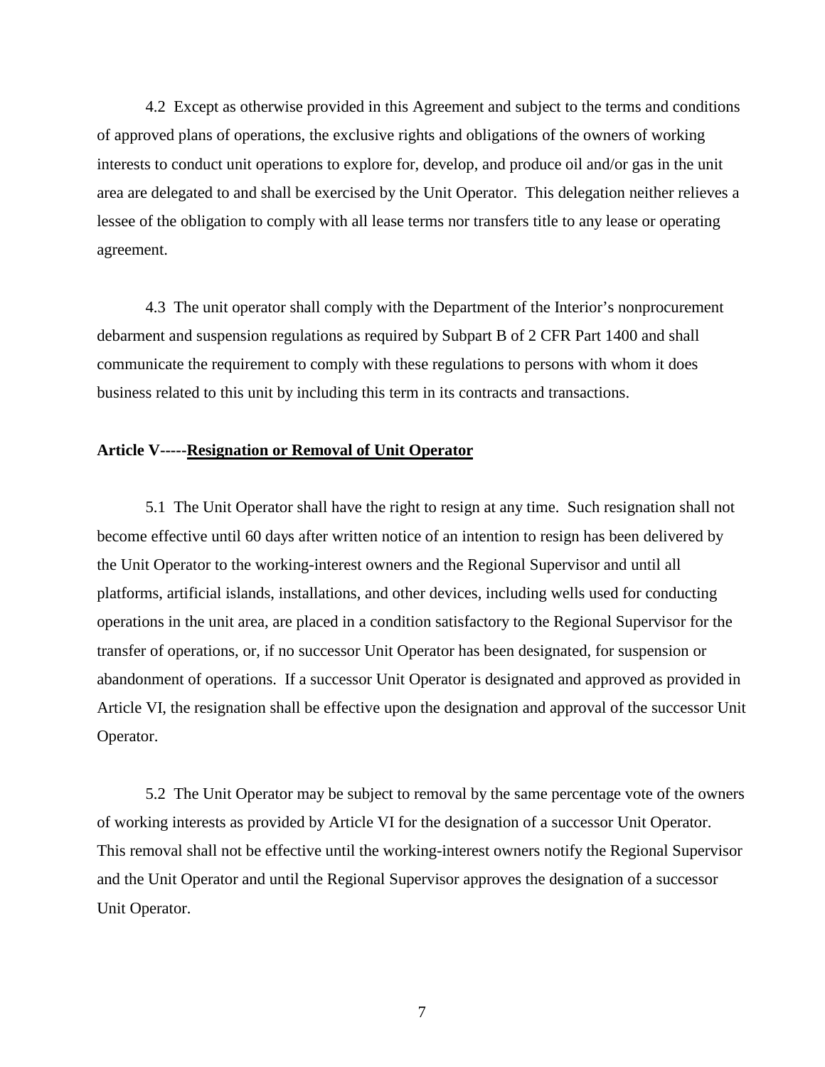4.2 Except as otherwise provided in this Agreement and subject to the terms and conditions of approved plans of operations, the exclusive rights and obligations of the owners of working interests to conduct unit operations to explore for, develop, and produce oil and/or gas in the unit area are delegated to and shall be exercised by the Unit Operator. This delegation neither relieves a lessee of the obligation to comply with all lease terms nor transfers title to any lease or operating agreement.

4.3 The unit operator shall comply with the Department of the Interior's nonprocurement debarment and suspension regulations as required by Subpart B of 2 CFR Part 1400 and shall communicate the requirement to comply with these regulations to persons with whom it does business related to this unit by including this term in its contracts and transactions.

**Article V-----Resignation or Removal of Unit Operator**

5.1 The Unit Operator shall have the right to resign at any time. Such resignation shall not become effective until 60 days after written notice of an intention to resign has been delivered by the Unit Operator to the working-interest owners and the Regional Supervisor and until all platforms, artificial islands, installations, and other devices, including wells used for conducting operations in the unit area, are placed in a condition satisfactory to the Regional Supervisor for the transfer of operations, or, if no successor Unit Operator has been designated, for suspension or abandonment of operations. If a successor Unit Operator is designated and approved as provided in Article VI, the resignation shall be effective upon the designation and approval of the successor Unit Operator.

5.2 The Unit Operator may be subject to removal by the same percentage vote of the owners of working interests as provided by Article VI for the designation of a successor Unit Operator. This removal shall not be effective until the working-interest owners notify the Regional Supervisor and the Unit Operator and until the Regional Supervisor approves the designation of a successor Unit Operator.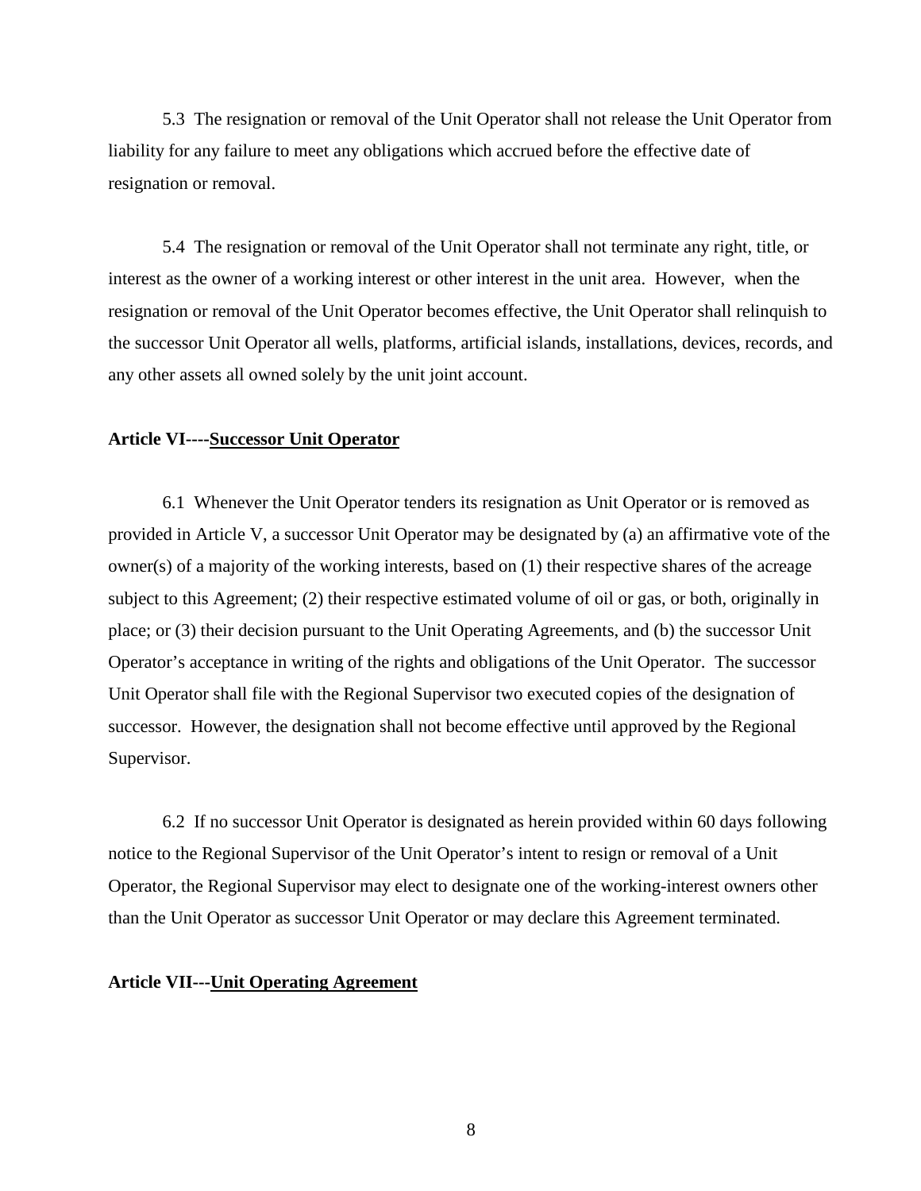5.3 The resignation or removal of the Unit Operator shall not release the Unit Operator from liability for any failure to meet any obligations which accrued before the effective date of resignation or removal.

5.4 The resignation or removal of the Unit Operator shall not terminate any right, title, or interest as the owner of a working interest or other interest in the unit area. However, when the resignation or removal of the Unit Operator becomes effective, the Unit Operator shall relinquish to the successor Unit Operator all wells, platforms, artificial islands, installations, devices, records, and any other assets all owned solely by the unit joint account.

**Article VI----<u>Successor Unit Operator</u>**

6.1 Whenever the Unit Operator tenders its resignation as Unit Operator or is removed as provided in Article V, a successor Unit Operator may be designated by (a) an affirmative vote of the owner(s) of a majority of the working interests, based on (1) their respective shares of the acreage subject to this Agreement; (2) their respective estimated volume of oil or gas, or both, originally in place; or (3) their decision pursuant to the Unit Operating Agreements, and (b) the successor Unit Operator's acceptance in writing of the rights and obligations of the Unit Operator. The successor Unit Operator shall file with the Regional Supervisor two executed copies of the designation of successor. However, the designation shall not become effective until approved by the Regional Supervisor.

6.2 If no successor Unit Operator is designated as herein provided within 60 days following notice to the Regional Supervisor of the Unit Operator's intent to resign or removal of a Unit Operator, the Regional Supervisor may elect to designate one of the working-interest owners other than the Unit Operator as successor Unit Operator or may declare this Agreement terminated.

**Article VII---<u>Unit Operating Agreement</u>**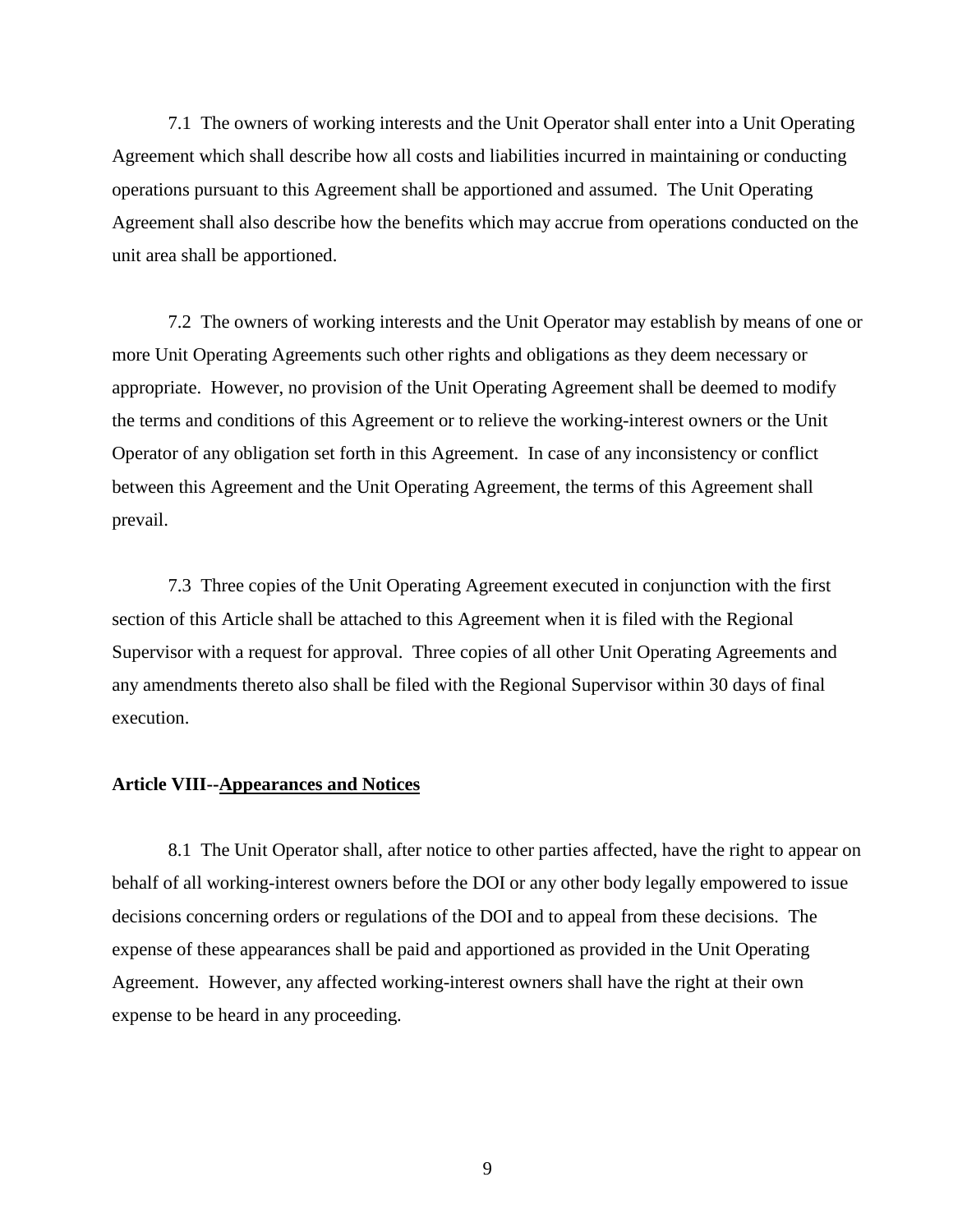7.1 The owners of working interests and the Unit Operator shall enter into a Unit Operating Agreement which shall describe how all costs and liabilities incurred in maintaining or conducting operations pursuant to this Agreement shall be apportioned and assumed. The Unit Operating Agreement shall also describe how the benefits which may accrue from operations conducted on the unit area shall be apportioned.

7.2 The owners of working interests and the Unit Operator may establish by means of one or more Unit Operating Agreements such other rights and obligations as they deem necessary or appropriate. However, no provision of the Unit Operating Agreement shall be deemed to modify the terms and conditions of this Agreement or to relieve the working-interest owners or the Unit Operator of any obligation set forth in this Agreement. In case of any inconsistency or conflict between this Agreement and the Unit Operating Agreement, the terms of this Agreement shall prevail.

7.3 Three copies of the Unit Operating Agreement executed in conjunction with the first section of this Article shall be attached to this Agreement when it is filed with the Regional Supervisor with a request for approval. Three copies of all other Unit Operating Agreements and any amendments thereto also shall be filed with the Regional Supervisor within 30 days of final execution.

**Article VIII--<u>Appearances and Notices</u>**

8.1 The Unit Operator shall, after notice to other parties affected, have the right to appear on behalf of all working-interest owners before the DOI or any other body legally empowered to issue decisions concerning orders or regulations of the DOI and to appeal from these decisions. The expense of these appearances shall be paid and apportioned as provided in the Unit Operating Agreement. However, any affected working-interest owners shall have the right at their own expense to be heard in any proceeding.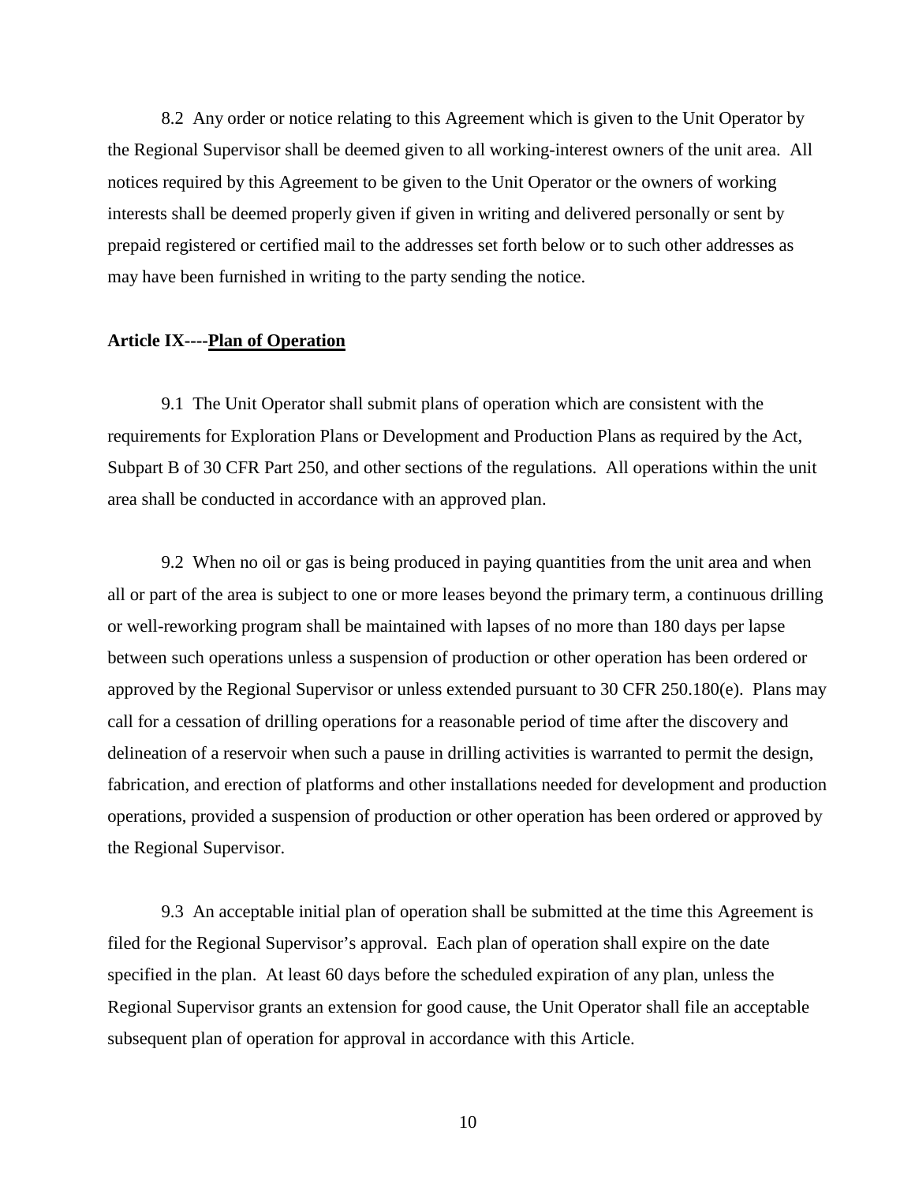8.2 Any order or notice relating to this Agreement which is given to the Unit Operator by the Regional Supervisor shall be deemed given to all working-interest owners of the unit area. All notices required by this Agreement to be given to the Unit Operator or the owners of working interests shall be deemed properly given if given in writing and delivered personally or sent by prepaid registered or certified mail to the addresses set forth below or to such other addresses as may have been furnished in writing to the party sending the notice.

**Article IX----<u>Plan of Operation</u>**

9.1 The Unit Operator shall submit plans of operation which are consistent with the requirements for Exploration Plans or Development and Production Plans as required by the Act, Subpart B of 30 CFR Part 250, and other sections of the regulations. All operations within the unit area shall be conducted in accordance with an approved plan.

9.2 When no oil or gas is being produced in paying quantities from the unit area and when all or part of the area is subject to one or more leases beyond the primary term, a continuous drilling or well-reworking program shall be maintained with lapses of no more than 180 days per lapse between such operations unless a suspension of production or other operation has been ordered or approved by the Regional Supervisor or unless extended pursuant to 30 CFR 250.180(e). Plans may call for a cessation of drilling operations for a reasonable period of time after the discovery and delineation of a reservoir when such a pause in drilling activities is warranted to permit the design, fabrication, and erection of platforms and other installations needed for development and production operations, provided a suspension of production or other operation has been ordered or approved by the Regional Supervisor.

9.3 An acceptable initial plan of operation shall be submitted at the time this Agreement is filed for the Regional Supervisor's approval. Each plan of operation shall expire on the date specified in the plan. At least 60 days before the scheduled expiration of any plan, unless the Regional Supervisor grants an extension for good cause, the Unit Operator shall file an acceptable subsequent plan of operation for approval in accordance with this Article.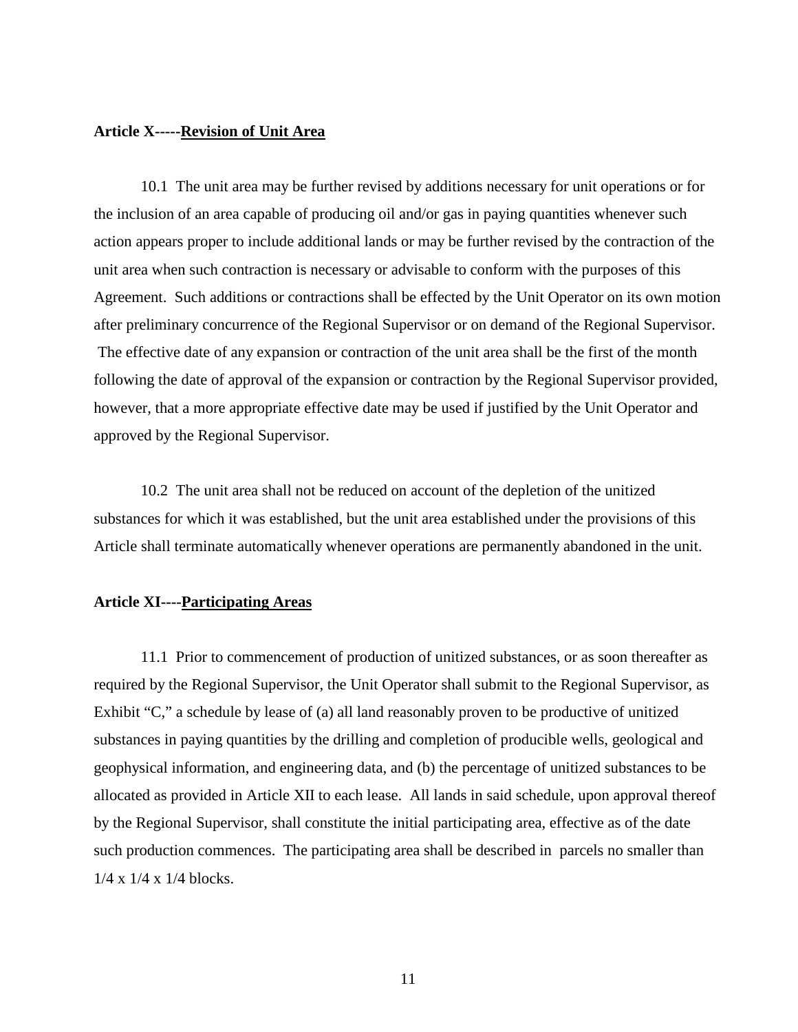**Article X-----Revision of Unit Area**

10.1 The unit area may be further revised by additions necessary for unit operations or for the inclusion of an area capable of producing oil and/or gas in paying quantities whenever such action appears proper to include additional lands or may be further revised by the contraction of the unit area when such contraction is necessary or advisable to conform with the purposes of this Agreement. Such additions or contractions shall be effected by the Unit Operator on its own motion after preliminary concurrence of the Regional Supervisor or on demand of the Regional Supervisor. The effective date of any expansion or contraction of the unit area shall be the first of the month following the date of approval of the expansion or contraction by the Regional Supervisor provided, however, that a more appropriate effective date may be used if justified by the Unit Operator and approved by the Regional Supervisor.

10.2 The unit area shall not be reduced on account of the depletion of the unitized substances for which it was established, but the unit area established under the provisions of this Article shall terminate automatically whenever operations are permanently abandoned in the unit.

**Article XI----Participating Areas**

11.1 Prior to commencement of production of unitized substances, or as soon thereafter as required by the Regional Supervisor, the Unit Operator shall submit to the Regional Supervisor, as Exhibit "C," a schedule by lease of (a) all land reasonably proven to be productive of unitized substances in paying quantities by the drilling and completion of producible wells, geological and geophysical information, and engineering data, and (b) the percentage of unitized substances to be allocated as provided in Article XII to each lease. All lands in said schedule, upon approval thereof by the Regional Supervisor, shall constitute the initial participating area, effective as of the date such production commences. The participating area shall be described in parcels no smaller than 1/4 x 1/4 x 1/4 blocks.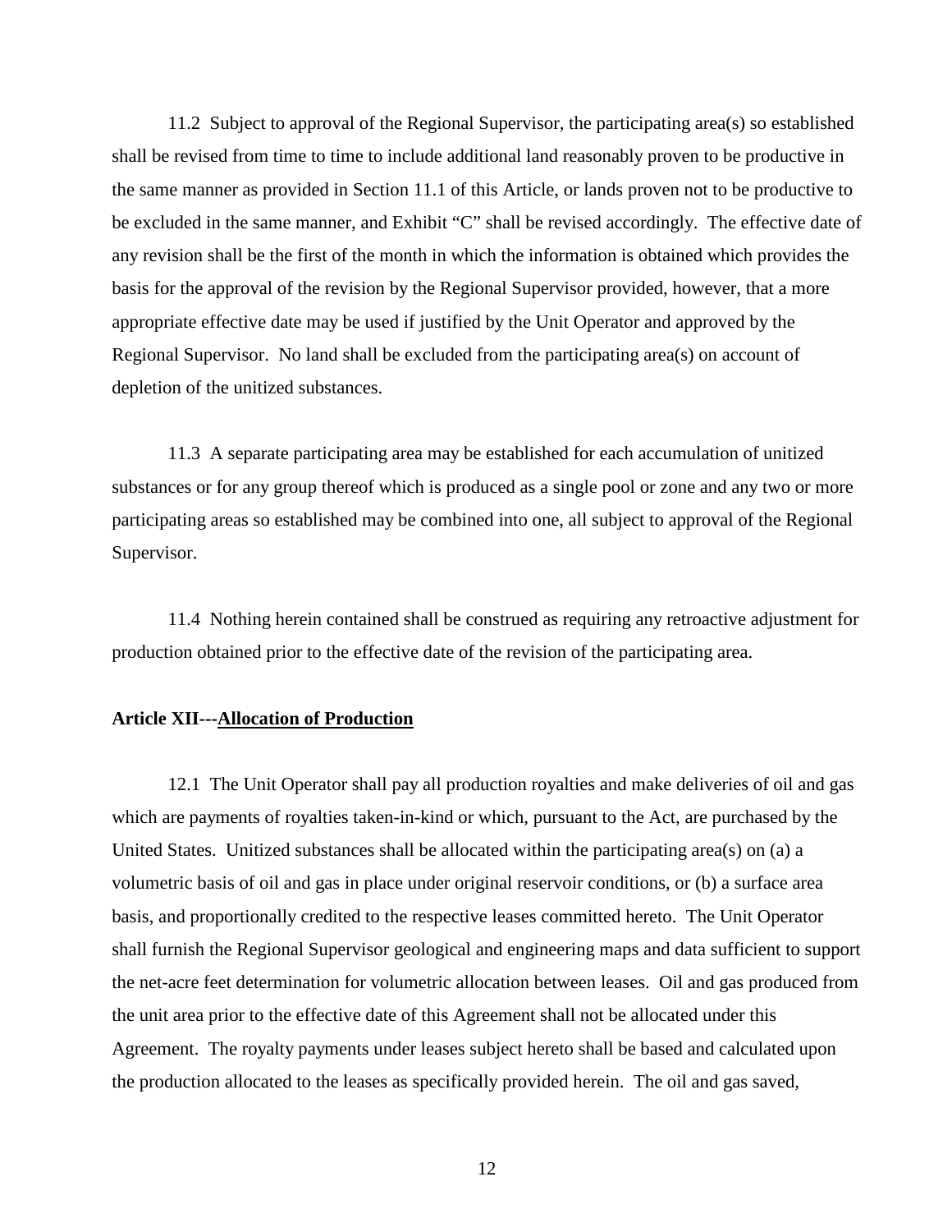11.2 Subject to approval of the Regional Supervisor, the participating area(s) so established shall be revised from time to time to include additional land reasonably proven to be productive in the same manner as provided in Section 11.1 of this Article, or lands proven not to be productive to be excluded in the same manner, and Exhibit "C" shall be revised accordingly. The effective date of any revision shall be the first of the month in which the information is obtained which provides the basis for the approval of the revision by the Regional Supervisor provided, however, that a more appropriate effective date may be used if justified by the Unit Operator and approved by the Regional Supervisor. No land shall be excluded from the participating area(s) on account of depletion of the unitized substances.

11.3 A separate participating area may be established for each accumulation of unitized substances or for any group thereof which is produced as a single pool or zone and any two or more participating areas so established may be combined into one, all subject to approval of the Regional Supervisor.

11.4 Nothing herein contained shall be construed as requiring any retroactive adjustment for production obtained prior to the effective date of the revision of the participating area.

**Article XII---Allocation of Production**

12.1 The Unit Operator shall pay all production royalties and make deliveries of oil and gas which are payments of royalties taken-in-kind or which, pursuant to the Act, are purchased by the United States. Unitized substances shall be allocated within the participating area(s) on (a) a volumetric basis of oil and gas in place under original reservoir conditions, or (b) a surface area basis, and proportionally credited to the respective leases committed hereto. The Unit Operator shall furnish the Regional Supervisor geological and engineering maps and data sufficient to support the net-acre feet determination for volumetric allocation between leases. Oil and gas produced from the unit area prior to the effective date of this Agreement shall not be allocated under this Agreement. The royalty payments under leases subject hereto shall be based and calculated upon the production allocated to the leases as specifically provided herein. The oil and gas saved,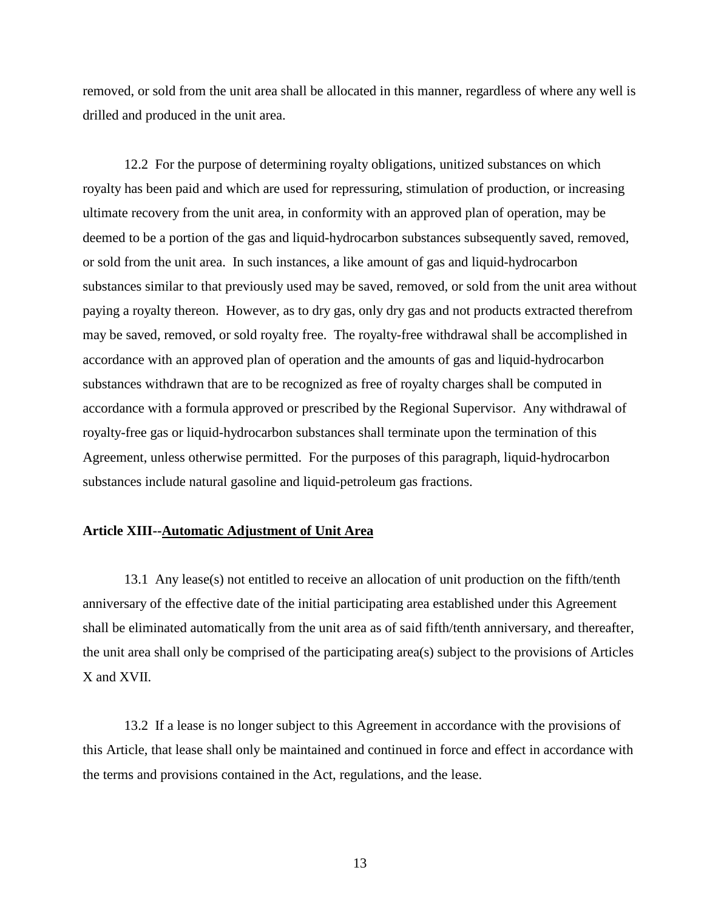removed, or sold from the unit area shall be allocated in this manner, regardless of where any well is drilled and produced in the unit area.

12.2 For the purpose of determining royalty obligations, unitized substances on which royalty has been paid and which are used for repressuring, stimulation of production, or increasing ultimate recovery from the unit area, in conformity with an approved plan of operation, may be deemed to be a portion of the gas and liquid-hydrocarbon substances subsequently saved, removed, or sold from the unit area. In such instances, a like amount of gas and liquid-hydrocarbon substances similar to that previously used may be saved, removed, or sold from the unit area without paying a royalty thereon. However, as to dry gas, only dry gas and not products extracted therefrom may be saved, removed, or sold royalty free. The royalty-free withdrawal shall be accomplished in accordance with an approved plan of operation and the amounts of gas and liquid-hydrocarbon substances withdrawn that are to be recognized as free of royalty charges shall be computed in accordance with a formula approved or prescribed by the Regional Supervisor. Any withdrawal of royalty-free gas or liquid-hydrocarbon substances shall terminate upon the termination of this Agreement, unless otherwise permitted. For the purposes of this paragraph, liquid-hydrocarbon substances include natural gasoline and liquid-petroleum gas fractions.

**Article XIII--Automatic Adjustment of Unit Area**

13.1 Any lease(s) not entitled to receive an allocation of unit production on the fifth/tenth anniversary of the effective date of the initial participating area established under this Agreement shall be eliminated automatically from the unit area as of said fifth/tenth anniversary, and thereafter, the unit area shall only be comprised of the participating area(s) subject to the provisions of Articles X and XVII.

13.2 If a lease is no longer subject to this Agreement in accordance with the provisions of this Article, that lease shall only be maintained and continued in force and effect in accordance with the terms and provisions contained in the Act, regulations, and the lease.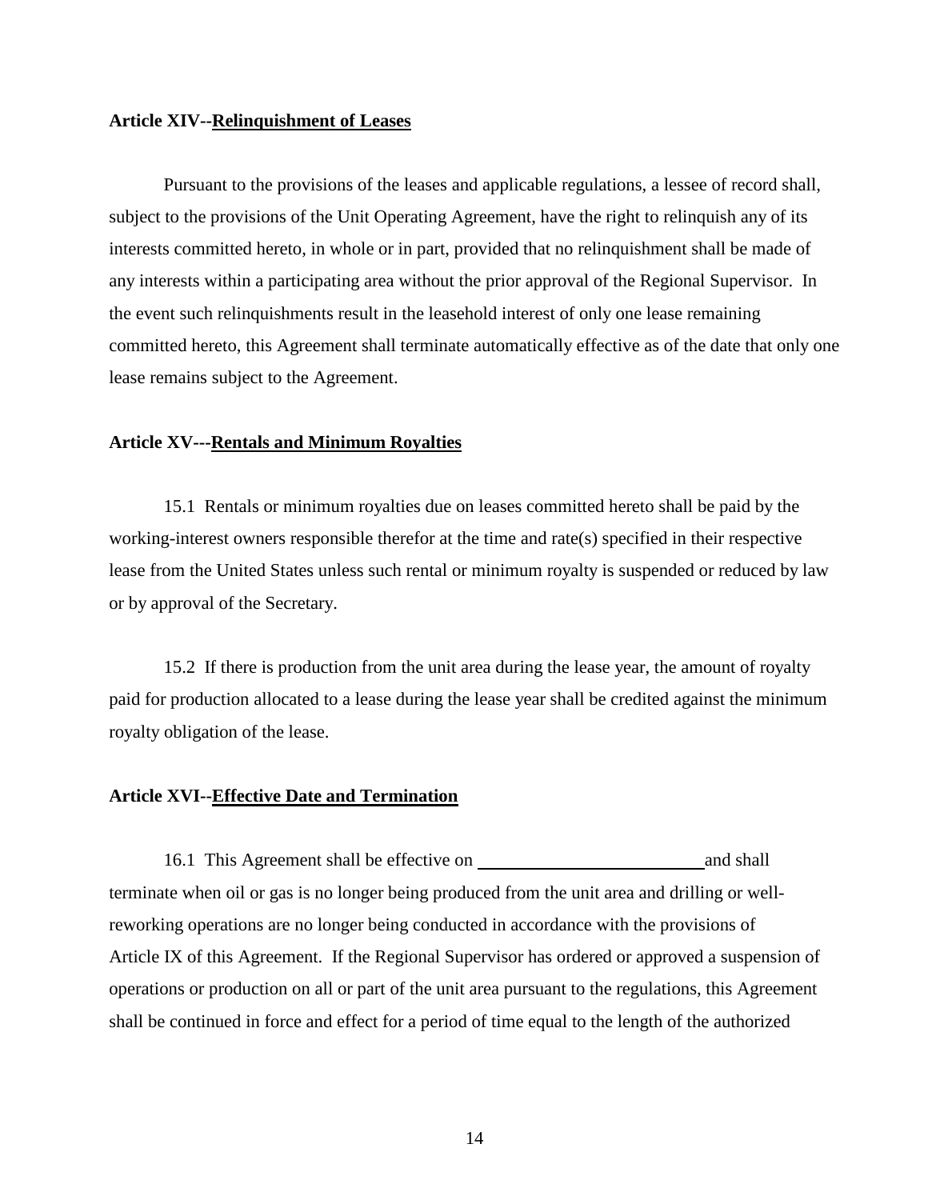**Article XIV--Relinquishment of Leases**

Pursuant to the provisions of the leases and applicable regulations, a lessee of record shall, subject to the provisions of the Unit Operating Agreement, have the right to relinquish any of its interests committed hereto, in whole or in part, provided that no relinquishment shall be made of any interests within a participating area without the prior approval of the Regional Supervisor. In the event such relinquishments result in the leasehold interest of only one lease remaining committed hereto, this Agreement shall terminate automatically effective as of the date that only one lease remains subject to the Agreement.

**Article XV---Rentals and Minimum Royalties**

15.1 Rentals or minimum royalties due on leases committed hereto shall be paid by the working-interest owners responsible therefor at the time and rate(s) specified in their respective lease from the United States unless such rental or minimum royalty is suspended or reduced by law or by approval of the Secretary.

15.2 If there is production from the unit area during the lease year, the amount of royalty paid for production allocated to a lease during the lease year shall be credited against the minimum royalty obligation of the lease.

**Article XVI--Effective Date and Termination**

16.1 This Agreement shall be effective on ____________________________ and shall terminate when oil or gas is no longer being produced from the unit area and drilling or well-reworking operations are no longer being conducted in accordance with the provisions of Article IX of this Agreement. If the Regional Supervisor has ordered or approved a suspension of operations or production on all or part of the unit area pursuant to the regulations, this Agreement shall be continued in force and effect for a period of time equal to the length of the authorized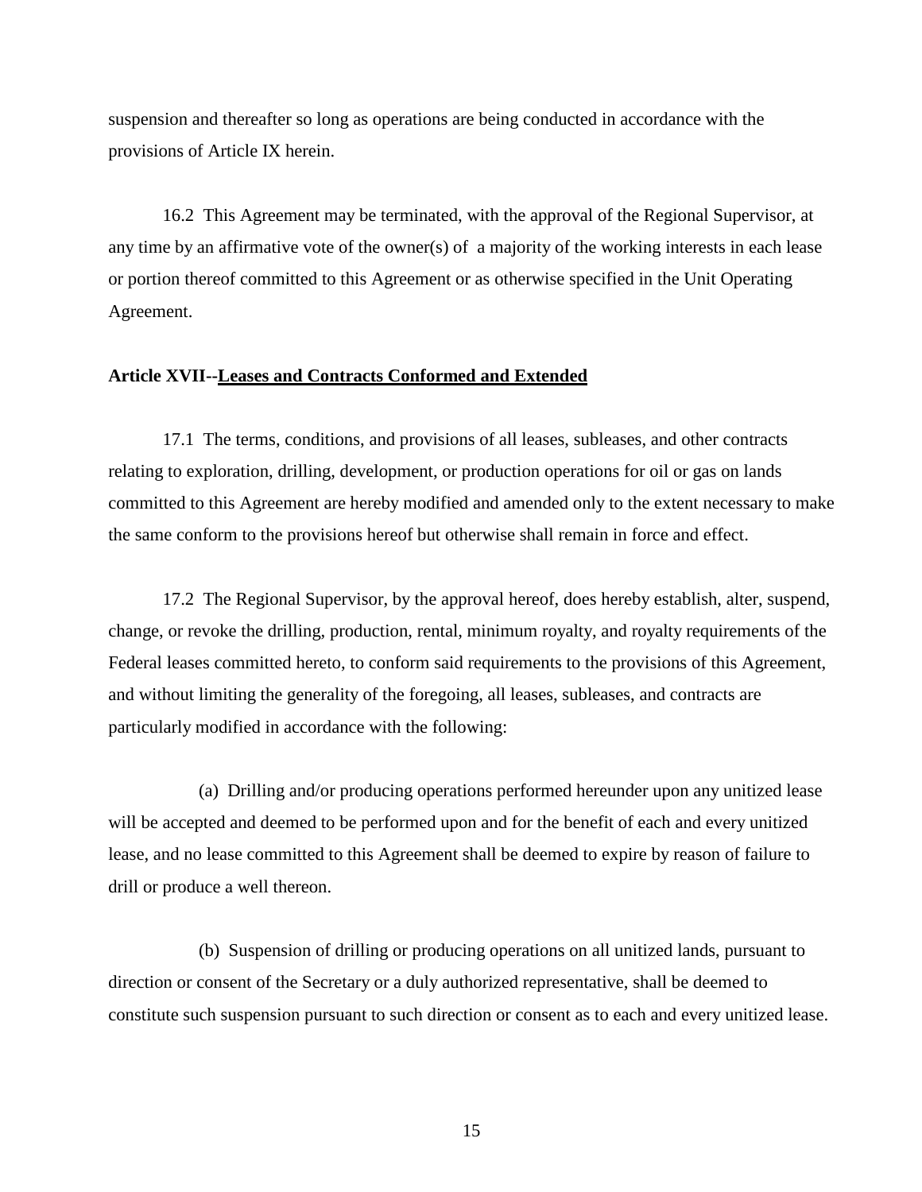suspension and thereafter so long as operations are being conducted in accordance with the provisions of Article IX herein.

16.2 This Agreement may be terminated, with the approval of the Regional Supervisor, at any time by an affirmative vote of the owner(s) of a majority of the working interests in each lease or portion thereof committed to this Agreement or as otherwise specified in the Unit Operating Agreement.

**Article XVII--<u>Leases and Contracts Conformed and Extended</u>**

17.1 The terms, conditions, and provisions of all leases, subleases, and other contracts relating to exploration, drilling, development, or production operations for oil or gas on lands committed to this Agreement are hereby modified and amended only to the extent necessary to make the same conform to the provisions hereof but otherwise shall remain in force and effect.

17.2 The Regional Supervisor, by the approval hereof, does hereby establish, alter, suspend, change, or revoke the drilling, production, rental, minimum royalty, and royalty requirements of the Federal leases committed hereto, to conform said requirements to the provisions of this Agreement, and without limiting the generality of the foregoing, all leases, subleases, and contracts are particularly modified in accordance with the following:

(a) Drilling and/or producing operations performed hereunder upon any unitized lease will be accepted and deemed to be performed upon and for the benefit of each and every unitized lease, and no lease committed to this Agreement shall be deemed to expire by reason of failure to drill or produce a well thereon.

(b) Suspension of drilling or producing operations on all unitized lands, pursuant to direction or consent of the Secretary or a duly authorized representative, shall be deemed to constitute such suspension pursuant to such direction or consent as to each and every unitized lease.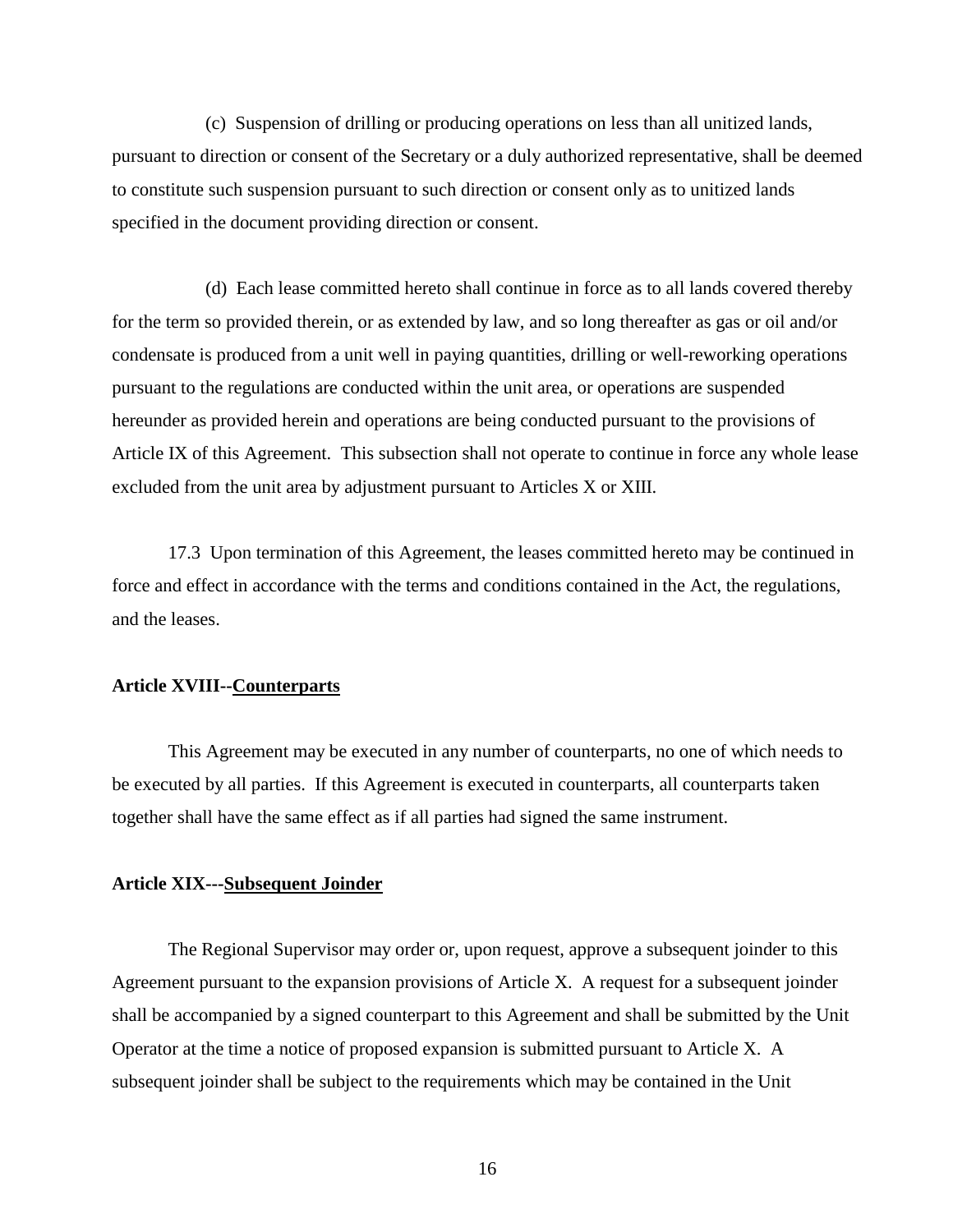(c) Suspension of drilling or producing operations on less than all unitized lands, pursuant to direction or consent of the Secretary or a duly authorized representative, shall be deemed to constitute such suspension pursuant to such direction or consent only as to unitized lands specified in the document providing direction or consent.

(d) Each lease committed hereto shall continue in force as to all lands covered thereby for the term so provided therein, or as extended by law, and so long thereafter as gas or oil and/or condensate is produced from a unit well in paying quantities, drilling or well-reworking operations pursuant to the regulations are conducted within the unit area, or operations are suspended hereunder as provided herein and operations are being conducted pursuant to the provisions of Article IX of this Agreement. This subsection shall not operate to continue in force any whole lease excluded from the unit area by adjustment pursuant to Articles X or XIII.

17.3 Upon termination of this Agreement, the leases committed hereto may be continued in force and effect in accordance with the terms and conditions contained in the Act, the regulations, and the leases.

**Article XVIII--<u>Counterparts</u>**

This Agreement may be executed in any number of counterparts, no one of which needs to be executed by all parties. If this Agreement is executed in counterparts, all counterparts taken together shall have the same effect as if all parties had signed the same instrument.

**Article XIX---<u>Subsequent Joinder</u>**

The Regional Supervisor may order or, upon request, approve a subsequent joinder to this Agreement pursuant to the expansion provisions of Article X. A request for a subsequent joinder shall be accompanied by a signed counterpart to this Agreement and shall be submitted by the Unit Operator at the time a notice of proposed expansion is submitted pursuant to Article X. A subsequent joinder shall be subject to the requirements which may be contained in the Unit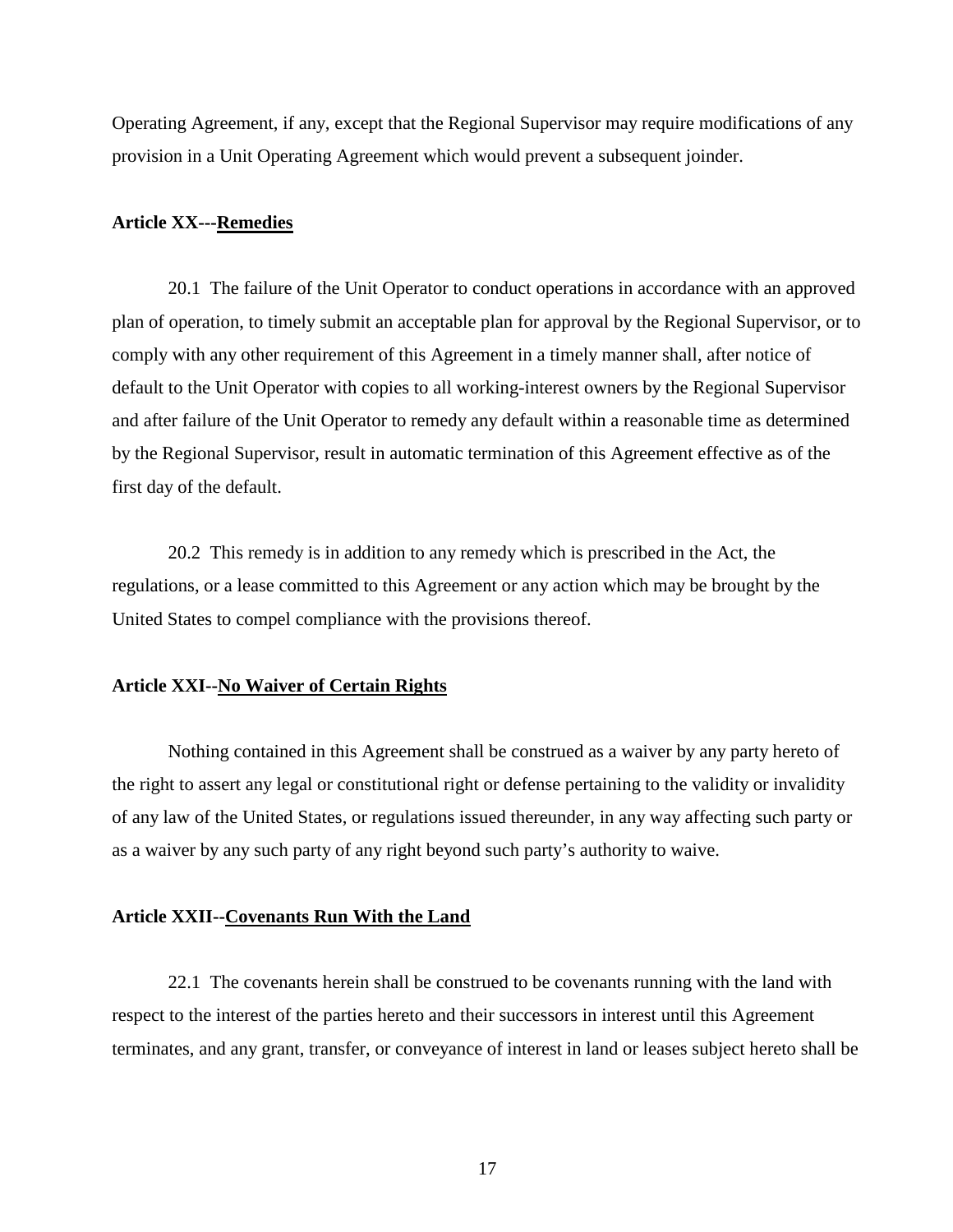Operating Agreement, if any, except that the Regional Supervisor may require modifications of any provision in a Unit Operating Agreement which would prevent a subsequent joinder.

**Article XX---Remedies**

20.1 The failure of the Unit Operator to conduct operations in accordance with an approved plan of operation, to timely submit an acceptable plan for approval by the Regional Supervisor, or to comply with any other requirement of this Agreement in a timely manner shall, after notice of default to the Unit Operator with copies to all working-interest owners by the Regional Supervisor and after failure of the Unit Operator to remedy any default within a reasonable time as determined by the Regional Supervisor, result in automatic termination of this Agreement effective as of the first day of the default.

20.2 This remedy is in addition to any remedy which is prescribed in the Act, the regulations, or a lease committed to this Agreement or any action which may be brought by the United States to compel compliance with the provisions thereof.

**Article XXI--No Waiver of Certain Rights**

Nothing contained in this Agreement shall be construed as a waiver by any party hereto of the right to assert any legal or constitutional right or defense pertaining to the validity or invalidity of any law of the United States, or regulations issued thereunder, in any way affecting such party or as a waiver by any such party of any right beyond such party's authority to waive.

**Article XXII--Covenants Run With the Land**

22.1 The covenants herein shall be construed to be covenants running with the land with respect to the interest of the parties hereto and their successors in interest until this Agreement terminates, and any grant, transfer, or conveyance of interest in land or leases subject hereto shall be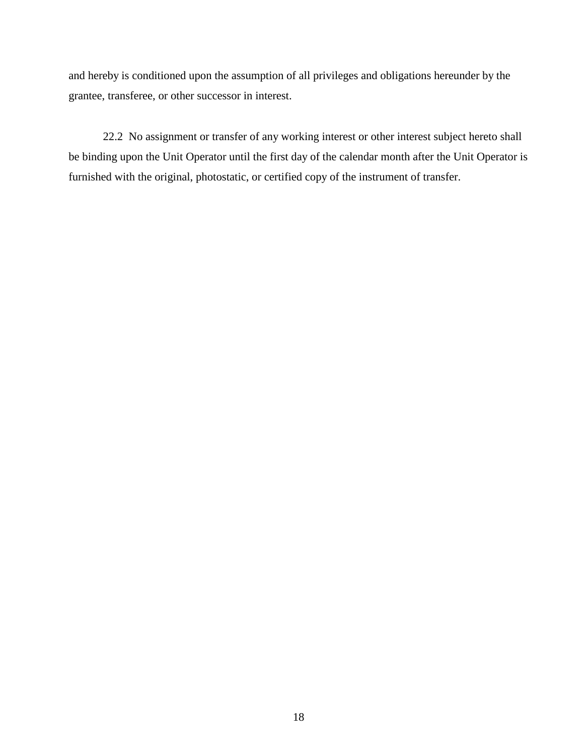and hereby is conditioned upon the assumption of all privileges and obligations hereunder by the grantee, transferee, or other successor in interest.

22.2 No assignment or transfer of any working interest or other interest subject hereto shall be binding upon the Unit Operator until the first day of the calendar month after the Unit Operator is furnished with the original, photostatic, or certified copy of the instrument of transfer.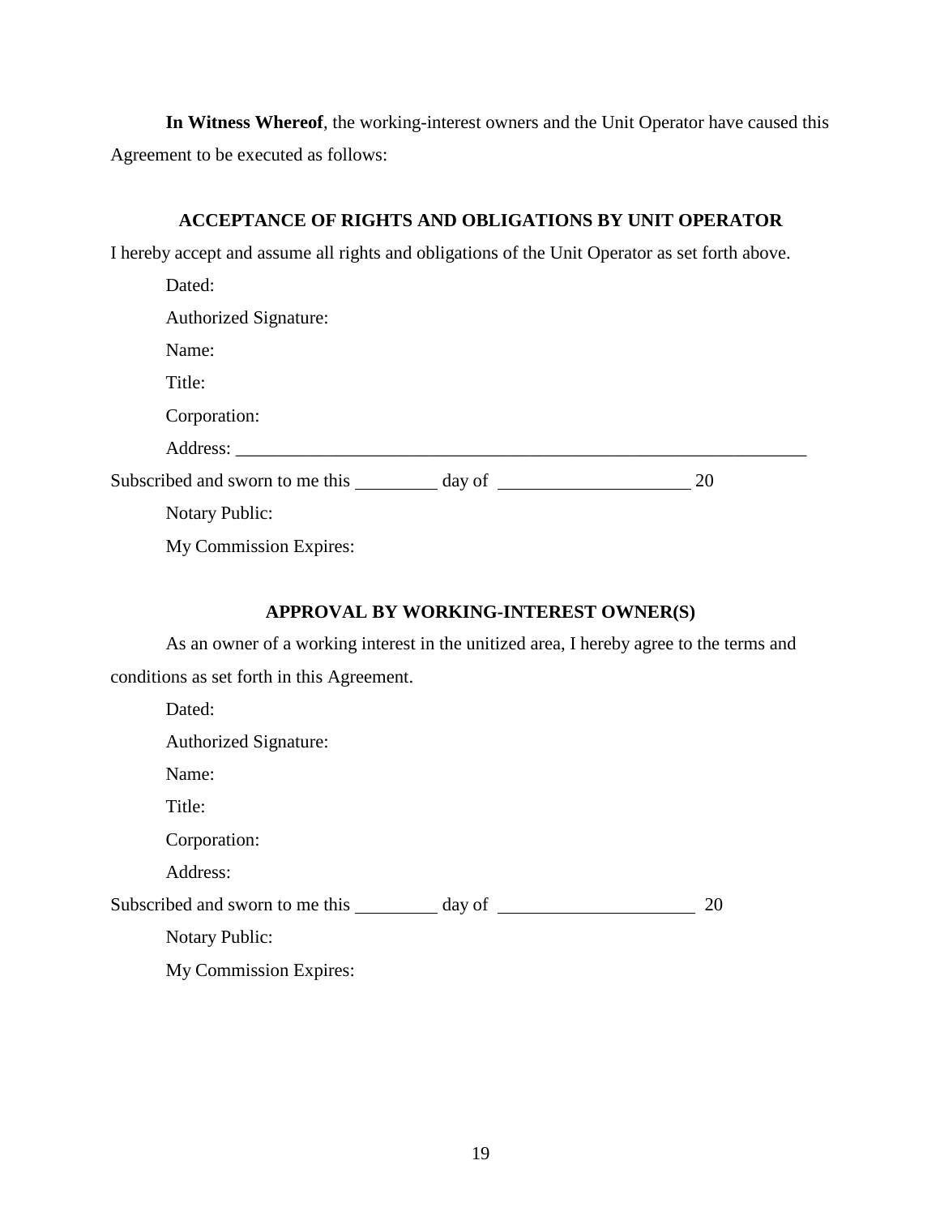**In Witness Whereof**, the working-interest owners and the Unit Operator have caused this Agreement to be executed as follows:

### ACCEPTANCE OF RIGHTS AND OBLIGATIONS BY UNIT OPERATOR

I hereby accept and assume all rights and obligations of the Unit Operator as set forth above.

Dated:

Authorized Signature:

Name:

Title:

Corporation:

Address: ___________________________________________________________________

Subscribed and sworn to me this _________ day of _____________________ 20

Notary Public:

My Commission Expires:

### APPROVAL BY WORKING-INTEREST OWNER(S)

As an owner of a working interest in the unitized area, I hereby agree to the terms and conditions as set forth in this Agreement.

Dated:

Authorized Signature:

Name:

Title:

Corporation:

Address:

Subscribed and sworn to me this _________ day of _____________________ 20

Notary Public:

My Commission Expires: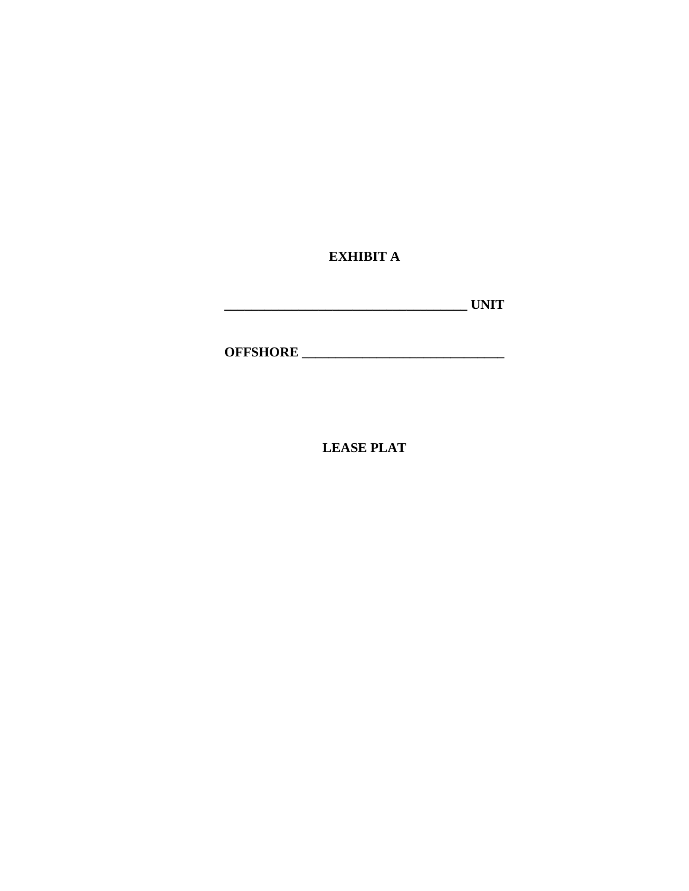**EXHIBIT A**

**____________________________________ UNIT**

**OFFSHORE ______________________________**

**LEASE PLAT**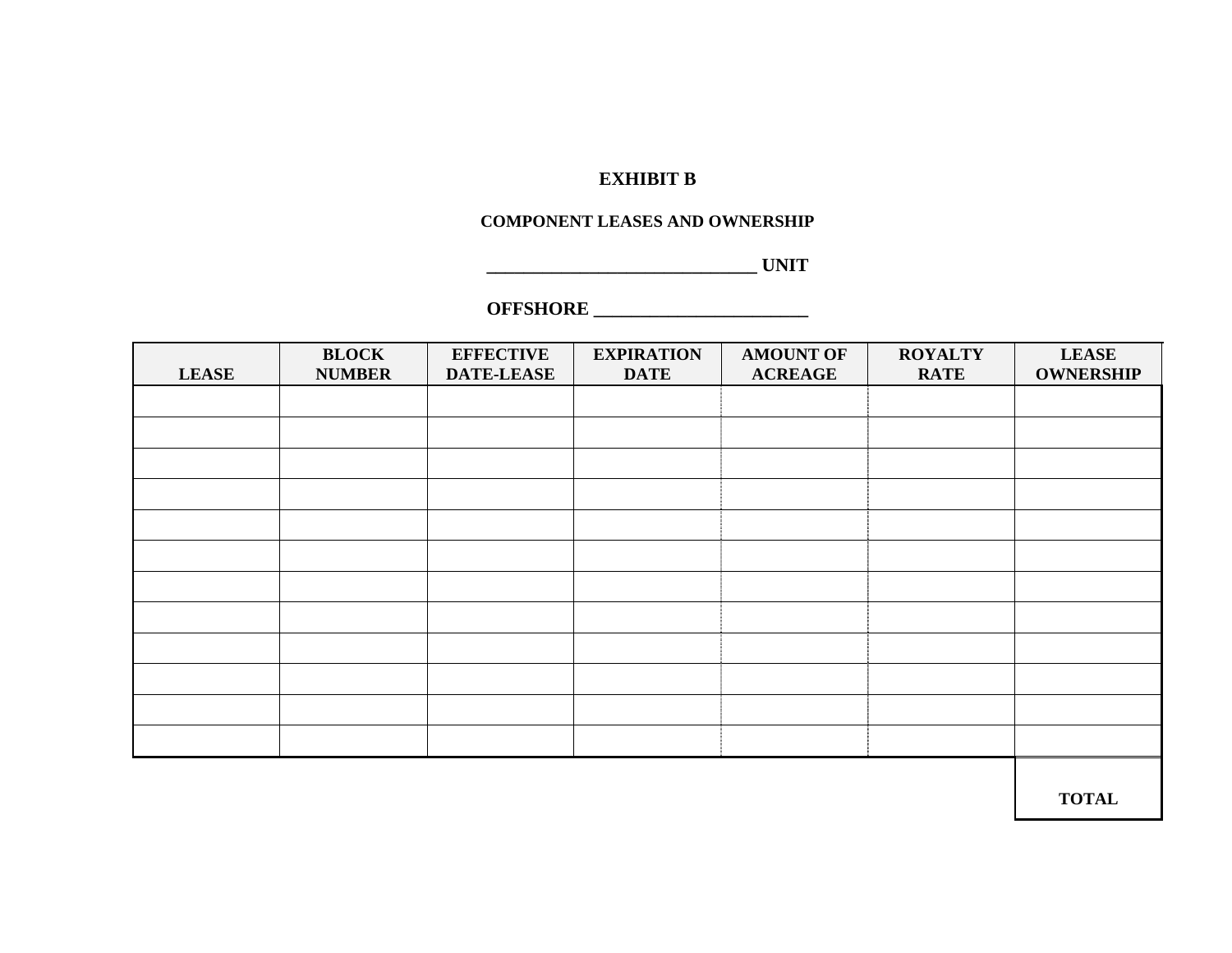# EXHIBIT B

## COMPONENT LEASES AND OWNERSHIP

**______________________________ UNIT**

**OFFSHORE ________________________**

| LEASE | BLOCK NUMBER | EFFECTIVE DATE-LEASE | EXPIRATION DATE | AMOUNT OF ACREAGE | ROYALTY RATE | LEASE OWNERSHIP |
|---|---|---|---|---|---|---|
| | | | | | | |
| | | | | | | |
| | | | | | | |
| | | | | | | |
| | | | | | | |
| | | | | | | |
| | | | | | | |
| | | | | | | |
| | | | | | | |
| | | | | | | |
| | | | | | | |
| | | | | | | |
| | | | | | | TOTAL |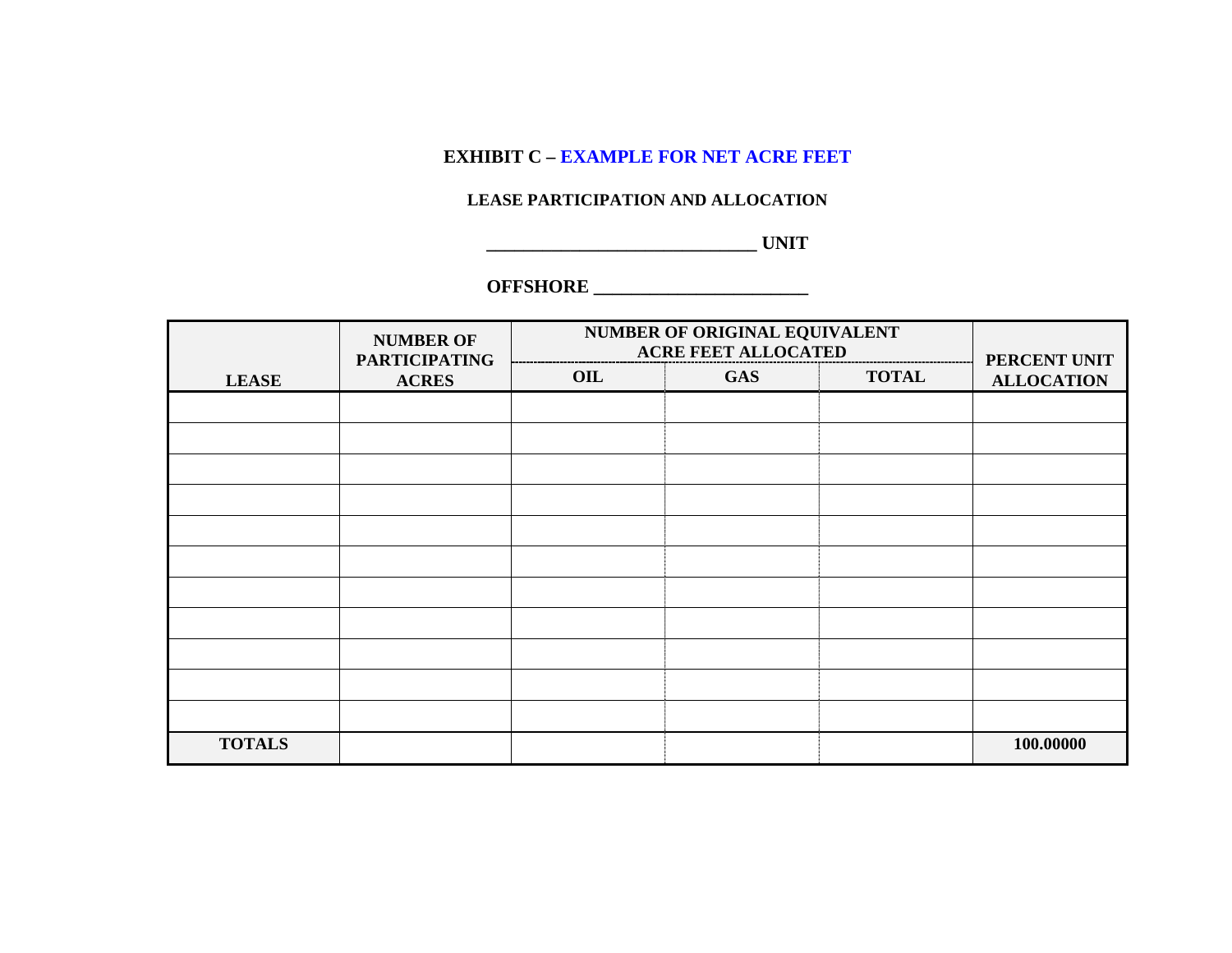**EXHIBIT C – EXAMPLE FOR NET ACRE FEET**

**LEASE PARTICIPATION AND ALLOCATION**

**_____________________________ UNIT**

**OFFSHORE _______________________**

| LEASE | NUMBER OF PARTICIPATING ACRES | NUMBER OF ORIGINAL EQUIVALENT ACRE FEET ALLOCATED | | | PERCENT UNIT ALLOCATION |
|---|---|---|---|---|---|
| | | OIL | GAS | TOTAL | |
| | | | | | |
| | | | | | |
| | | | | | |
| | | | | | |
| | | | | | |
| | | | | | |
| | | | | | |
| | | | | | |
| | | | | | |
| | | | | | |
| | | | | | |
| **TOTALS** | | | | | **100.00000** |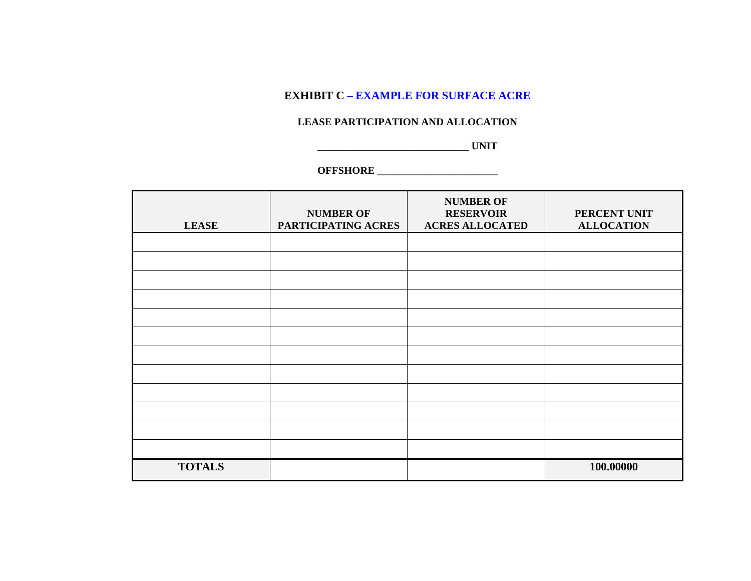**EXHIBIT C – EXAMPLE FOR SURFACE ACRE**

**LEASE PARTICIPATION AND ALLOCATION**

**_____________________________ UNIT**

**OFFSHORE _______________________**

| LEASE | NUMBER OF PARTICIPATING ACRES | NUMBER OF RESERVOIR ACRES ALLOCATED | PERCENT UNIT ALLOCATION |
|---|---|---|---|
| | | | |
| | | | |
| | | | |
| | | | |
| | | | |
| | | | |
| | | | |
| | | | |
| | | | |
| | | | |
| | | | |
| | | | |
| **TOTALS** | | | **100.00000** |